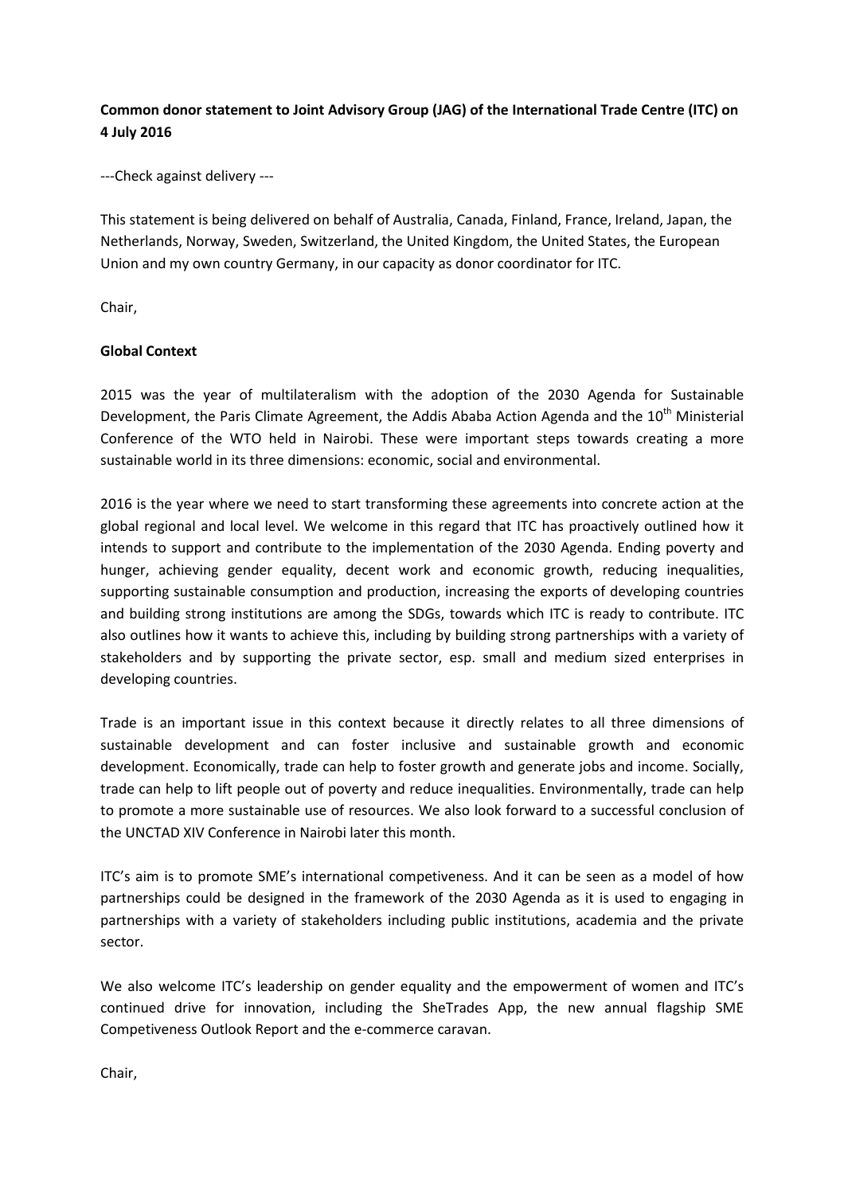**Common donor statement to Joint Advisory Group (JAG) of the International Trade Centre (ITC) on 4 July 2016**

---Check against delivery ---

This statement is being delivered on behalf of Australia, Canada, Finland, France, Ireland, Japan, the Netherlands, Norway, Sweden, Switzerland, the United Kingdom, the United States, the European Union and my own country Germany, in our capacity as donor coordinator for ITC.

Chair,

**Global Context**

2015 was the year of multilateralism with the adoption of the 2030 Agenda for Sustainable Development, the Paris Climate Agreement, the Addis Ababa Action Agenda and the 10$^{th}$ Ministerial Conference of the WTO held in Nairobi. These were important steps towards creating a more sustainable world in its three dimensions: economic, social and environmental.

2016 is the year where we need to start transforming these agreements into concrete action at the global regional and local level. We welcome in this regard that ITC has proactively outlined how it intends to support and contribute to the implementation of the 2030 Agenda. Ending poverty and hunger, achieving gender equality, decent work and economic growth, reducing inequalities, supporting sustainable consumption and production, increasing the exports of developing countries and building strong institutions are among the SDGs, towards which ITC is ready to contribute. ITC also outlines how it wants to achieve this, including by building strong partnerships with a variety of stakeholders and by supporting the private sector, esp. small and medium sized enterprises in developing countries.

Trade is an important issue in this context because it directly relates to all three dimensions of sustainable development and can foster inclusive and sustainable growth and economic development. Economically, trade can help to foster growth and generate jobs and income. Socially, trade can help to lift people out of poverty and reduce inequalities. Environmentally, trade can help to promote a more sustainable use of resources. We also look forward to a successful conclusion of the UNCTAD XIV Conference in Nairobi later this month.

ITC's aim is to promote SME's international competiveness. And it can be seen as a model of how partnerships could be designed in the framework of the 2030 Agenda as it is used to engaging in partnerships with a variety of stakeholders including public institutions, academia and the private sector.

We also welcome ITC's leadership on gender equality and the empowerment of women and ITC's continued drive for innovation, including the SheTrades App, the new annual flagship SME Competiveness Outlook Report and the e-commerce caravan.

Chair,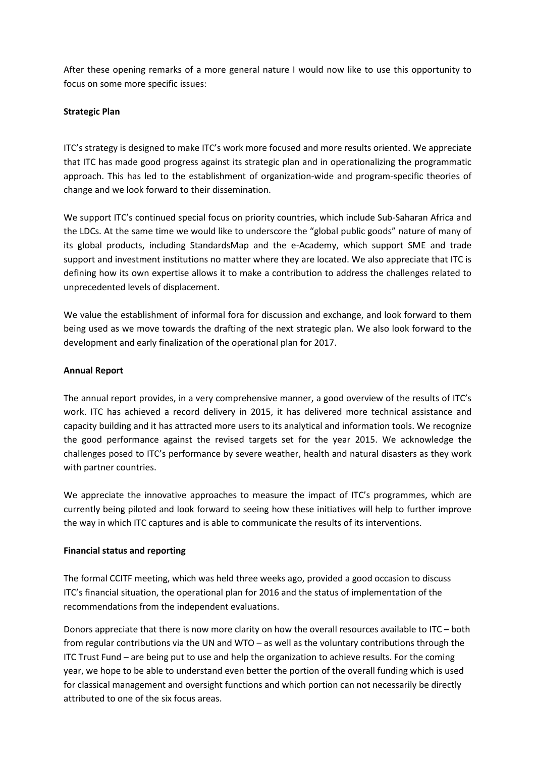After these opening remarks of a more general nature I would now like to use this opportunity to focus on some more specific issues:

**Strategic Plan**

ITC's strategy is designed to make ITC's work more focused and more results oriented. We appreciate that ITC has made good progress against its strategic plan and in operationalizing the programmatic approach. This has led to the establishment of organization-wide and program-specific theories of change and we look forward to their dissemination.

We support ITC's continued special focus on priority countries, which include Sub-Saharan Africa and the LDCs. At the same time we would like to underscore the "global public goods" nature of many of its global products, including StandardsMap and the e-Academy, which support SME and trade support and investment institutions no matter where they are located. We also appreciate that ITC is defining how its own expertise allows it to make a contribution to address the challenges related to unprecedented levels of displacement.

We value the establishment of informal fora for discussion and exchange, and look forward to them being used as we move towards the drafting of the next strategic plan. We also look forward to the development and early finalization of the operational plan for 2017.

**Annual Report**

The annual report provides, in a very comprehensive manner, a good overview of the results of ITC's work. ITC has achieved a record delivery in 2015, it has delivered more technical assistance and capacity building and it has attracted more users to its analytical and information tools. We recognize the good performance against the revised targets set for the year 2015. We acknowledge the challenges posed to ITC's performance by severe weather, health and natural disasters as they work with partner countries.

We appreciate the innovative approaches to measure the impact of ITC's programmes, which are currently being piloted and look forward to seeing how these initiatives will help to further improve the way in which ITC captures and is able to communicate the results of its interventions.

**Financial status and reporting**

The formal CCITF meeting, which was held three weeks ago, provided a good occasion to discuss ITC's financial situation, the operational plan for 2016 and the status of implementation of the recommendations from the independent evaluations.

Donors appreciate that there is now more clarity on how the overall resources available to ITC – both from regular contributions via the UN and WTO – as well as the voluntary contributions through the ITC Trust Fund – are being put to use and help the organization to achieve results. For the coming year, we hope to be able to understand even better the portion of the overall funding which is used for classical management and oversight functions and which portion can not necessarily be directly attributed to one of the six focus areas.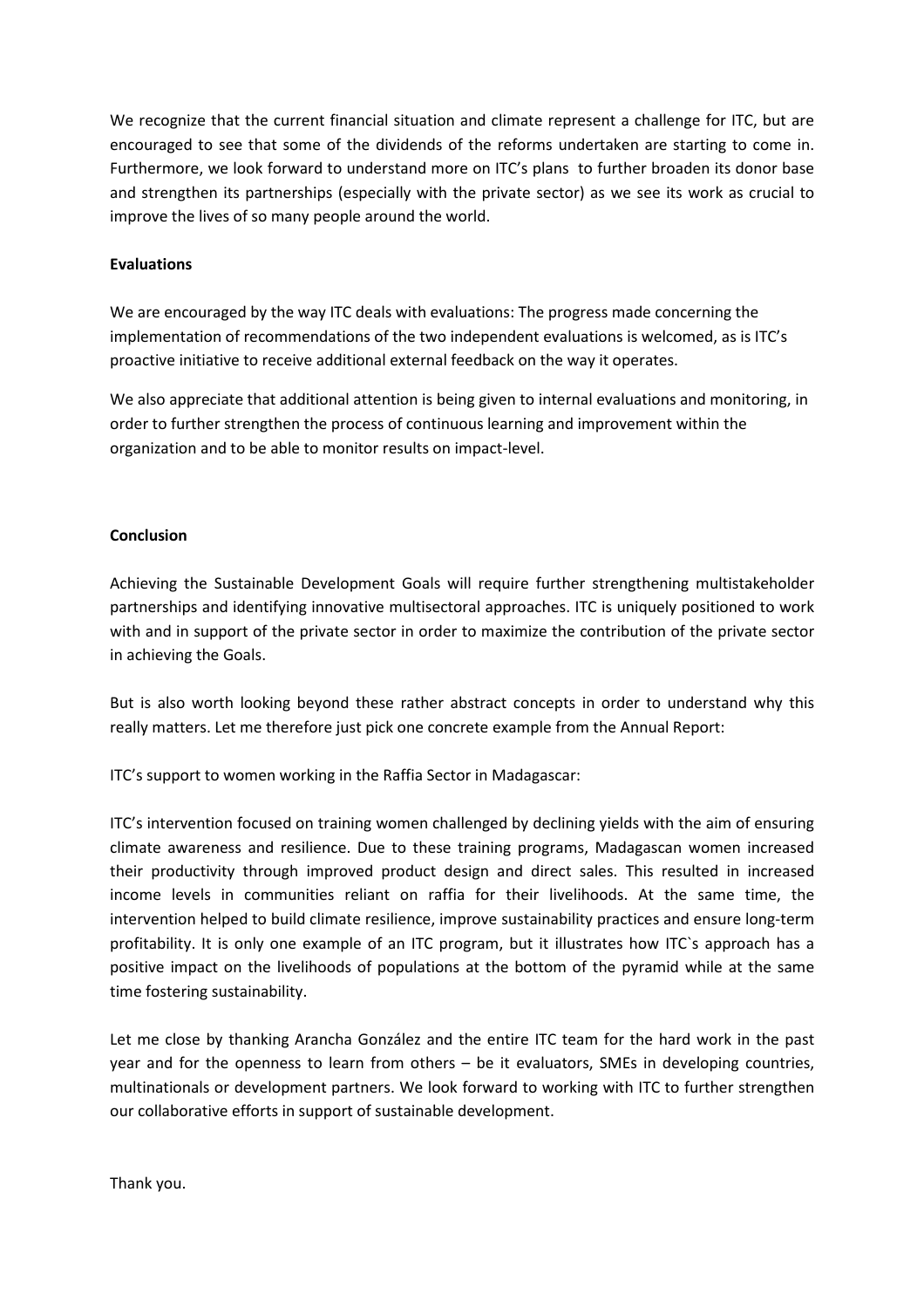We recognize that the current financial situation and climate represent a challenge for ITC, but are encouraged to see that some of the dividends of the reforms undertaken are starting to come in. Furthermore, we look forward to understand more on ITC's plans to further broaden its donor base and strengthen its partnerships (especially with the private sector) as we see its work as crucial to improve the lives of so many people around the world.

**Evaluations**

We are encouraged by the way ITC deals with evaluations: The progress made concerning the implementation of recommendations of the two independent evaluations is welcomed, as is ITC's proactive initiative to receive additional external feedback on the way it operates.

We also appreciate that additional attention is being given to internal evaluations and monitoring, in order to further strengthen the process of continuous learning and improvement within the organization and to be able to monitor results on impact-level.

**Conclusion**

Achieving the Sustainable Development Goals will require further strengthening multistakeholder partnerships and identifying innovative multisectoral approaches. ITC is uniquely positioned to work with and in support of the private sector in order to maximize the contribution of the private sector in achieving the Goals.

But is also worth looking beyond these rather abstract concepts in order to understand why this really matters. Let me therefore just pick one concrete example from the Annual Report:

ITC's support to women working in the Raffia Sector in Madagascar:

ITC's intervention focused on training women challenged by declining yields with the aim of ensuring climate awareness and resilience. Due to these training programs, Madagascan women increased their productivity through improved product design and direct sales. This resulted in increased income levels in communities reliant on raffia for their livelihoods. At the same time, the intervention helped to build climate resilience, improve sustainability practices and ensure long-term profitability. It is only one example of an ITC program, but it illustrates how ITC`s approach has a positive impact on the livelihoods of populations at the bottom of the pyramid while at the same time fostering sustainability.

Let me close by thanking Arancha González and the entire ITC team for the hard work in the past year and for the openness to learn from others – be it evaluators, SMEs in developing countries, multinationals or development partners. We look forward to working with ITC to further strengthen our collaborative efforts in support of sustainable development.

Thank you.